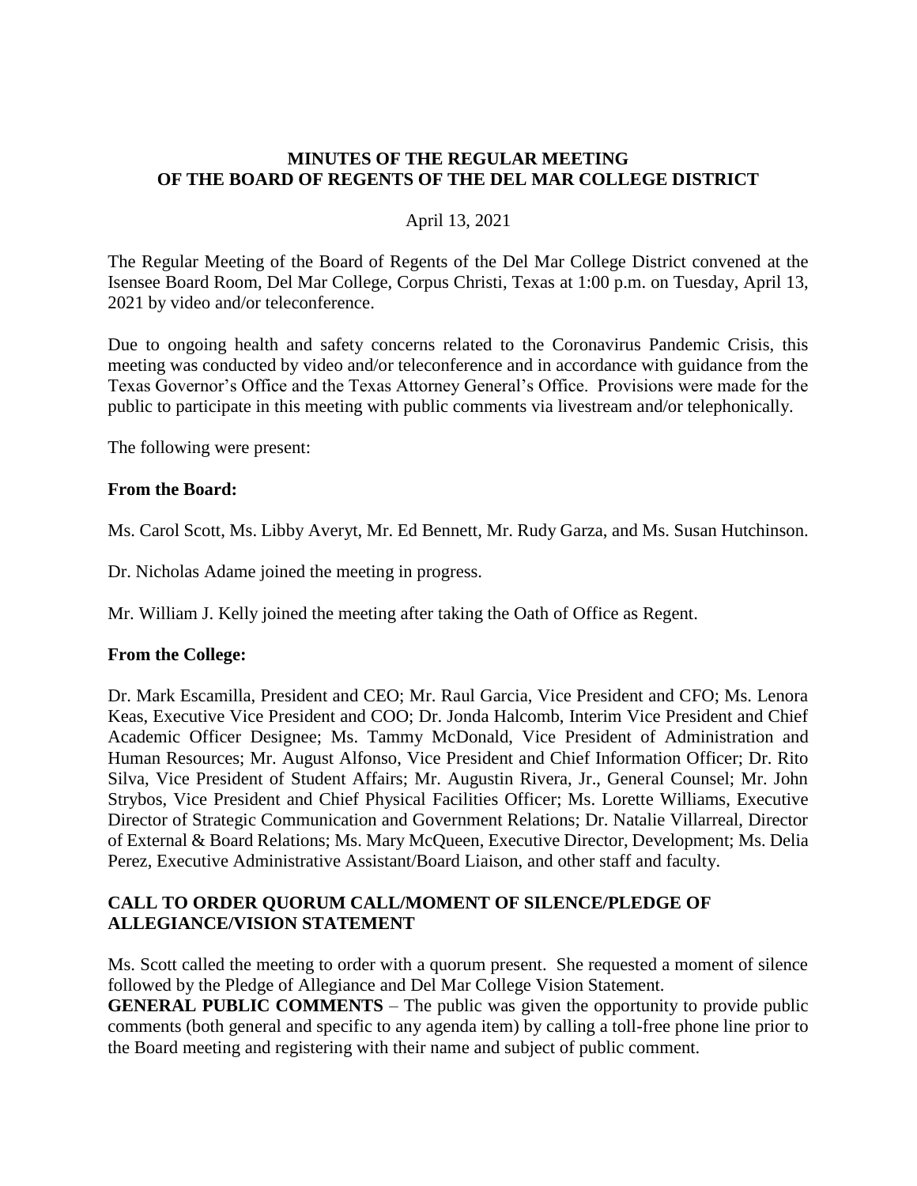# MINUTES OF THE REGULAR MEETING OF THE BOARD OF REGENTS OF THE DEL MAR COLLEGE DISTRICT

April 13, 2021

The Regular Meeting of the Board of Regents of the Del Mar College District convened at the Isensee Board Room, Del Mar College, Corpus Christi, Texas at 1:00 p.m. on Tuesday, April 13, 2021 by video and/or teleconference.

Due to ongoing health and safety concerns related to the Coronavirus Pandemic Crisis, this meeting was conducted by video and/or teleconference and in accordance with guidance from the Texas Governor's Office and the Texas Attorney General's Office. Provisions were made for the public to participate in this meeting with public comments via livestream and/or telephonically.

The following were present:

**From the Board:**

Ms. Carol Scott, Ms. Libby Averyt, Mr. Ed Bennett, Mr. Rudy Garza, and Ms. Susan Hutchinson.

Dr. Nicholas Adame joined the meeting in progress.

Mr. William J. Kelly joined the meeting after taking the Oath of Office as Regent.

**From the College:**

Dr. Mark Escamilla, President and CEO; Mr. Raul Garcia, Vice President and CFO; Ms. Lenora Keas, Executive Vice President and COO; Dr. Jonda Halcomb, Interim Vice President and Chief Academic Officer Designee; Ms. Tammy McDonald, Vice President of Administration and Human Resources; Mr. August Alfonso, Vice President and Chief Information Officer; Dr. Rito Silva, Vice President of Student Affairs; Mr. Augustin Rivera, Jr., General Counsel; Mr. John Strybos, Vice President and Chief Physical Facilities Officer; Ms. Lorette Williams, Executive Director of Strategic Communication and Government Relations; Dr. Natalie Villarreal, Director of External & Board Relations; Ms. Mary McQueen, Executive Director, Development; Ms. Delia Perez, Executive Administrative Assistant/Board Liaison, and other staff and faculty.

**CALL TO ORDER QUORUM CALL/MOMENT OF SILENCE/PLEDGE OF ALLEGIANCE/VISION STATEMENT**

Ms. Scott called the meeting to order with a quorum present. She requested a moment of silence followed by the Pledge of Allegiance and Del Mar College Vision Statement.

**GENERAL PUBLIC COMMENTS** – The public was given the opportunity to provide public comments (both general and specific to any agenda item) by calling a toll-free phone line prior to the Board meeting and registering with their name and subject of public comment.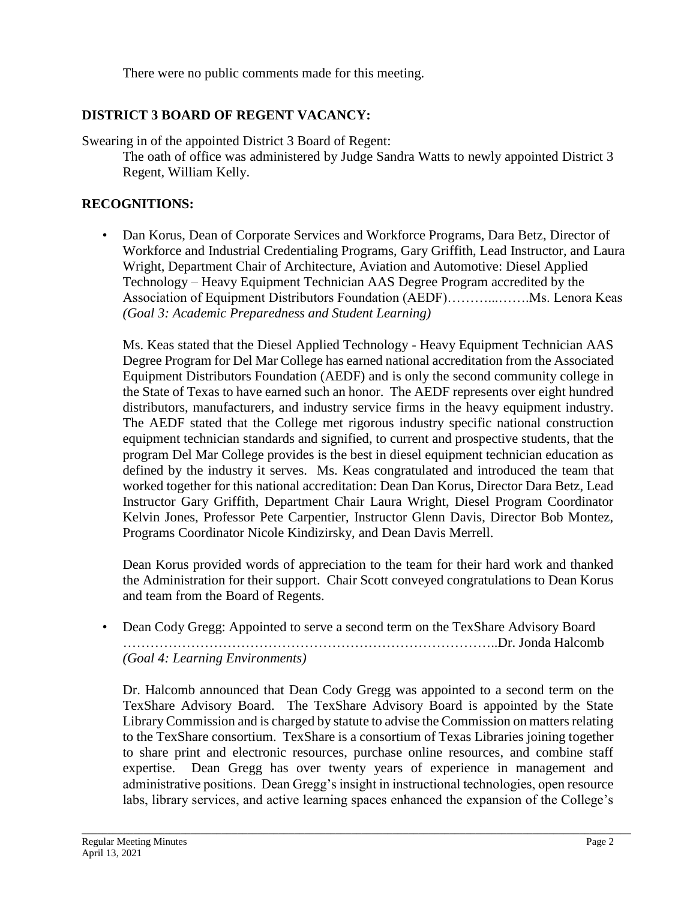There were no public comments made for this meeting.

## DISTRICT 3 BOARD OF REGENT VACANCY:

Swearing in of the appointed District 3 Board of Regent:

The oath of office was administered by Judge Sandra Watts to newly appointed District 3 Regent, William Kelly.

## RECOGNITIONS:

- Dan Korus, Dean of Corporate Services and Workforce Programs, Dara Betz, Director of Workforce and Industrial Credentialing Programs, Gary Griffith, Lead Instructor, and Laura Wright, Department Chair of Architecture, Aviation and Automotive: Diesel Applied Technology – Heavy Equipment Technician AAS Degree Program accredited by the Association of Equipment Distributors Foundation (AEDF)………..…….Ms. Lenora Keas
  *(Goal 3: Academic Preparedness and Student Learning)*

  Ms. Keas stated that the Diesel Applied Technology - Heavy Equipment Technician AAS Degree Program for Del Mar College has earned national accreditation from the Associated Equipment Distributors Foundation (AEDF) and is only the second community college in the State of Texas to have earned such an honor. The AEDF represents over eight hundred distributors, manufacturers, and industry service firms in the heavy equipment industry. The AEDF stated that the College met rigorous industry specific national construction equipment technician standards and signified, to current and prospective students, that the program Del Mar College provides is the best in diesel equipment technician education as defined by the industry it serves. Ms. Keas congratulated and introduced the team that worked together for this national accreditation: Dean Dan Korus, Director Dara Betz, Lead Instructor Gary Griffith, Department Chair Laura Wright, Diesel Program Coordinator Kelvin Jones, Professor Pete Carpentier, Instructor Glenn Davis, Director Bob Montez, Programs Coordinator Nicole Kindizirsky, and Dean Davis Merrell.

  Dean Korus provided words of appreciation to the team for their hard work and thanked the Administration for their support. Chair Scott conveyed congratulations to Dean Korus and team from the Board of Regents.

- Dean Cody Gregg: Appointed to serve a second term on the TexShare Advisory Board ……………………………………………………………………..Dr. Jonda Halcomb
  *(Goal 4: Learning Environments)*

  Dr. Halcomb announced that Dean Cody Gregg was appointed to a second term on the TexShare Advisory Board. The TexShare Advisory Board is appointed by the State Library Commission and is charged by statute to advise the Commission on matters relating to the TexShare consortium. TexShare is a consortium of Texas Libraries joining together to share print and electronic resources, purchase online resources, and combine staff expertise. Dean Gregg has over twenty years of experience in management and administrative positions. Dean Gregg's insight in instructional technologies, open resource labs, library services, and active learning spaces enhanced the expansion of the College's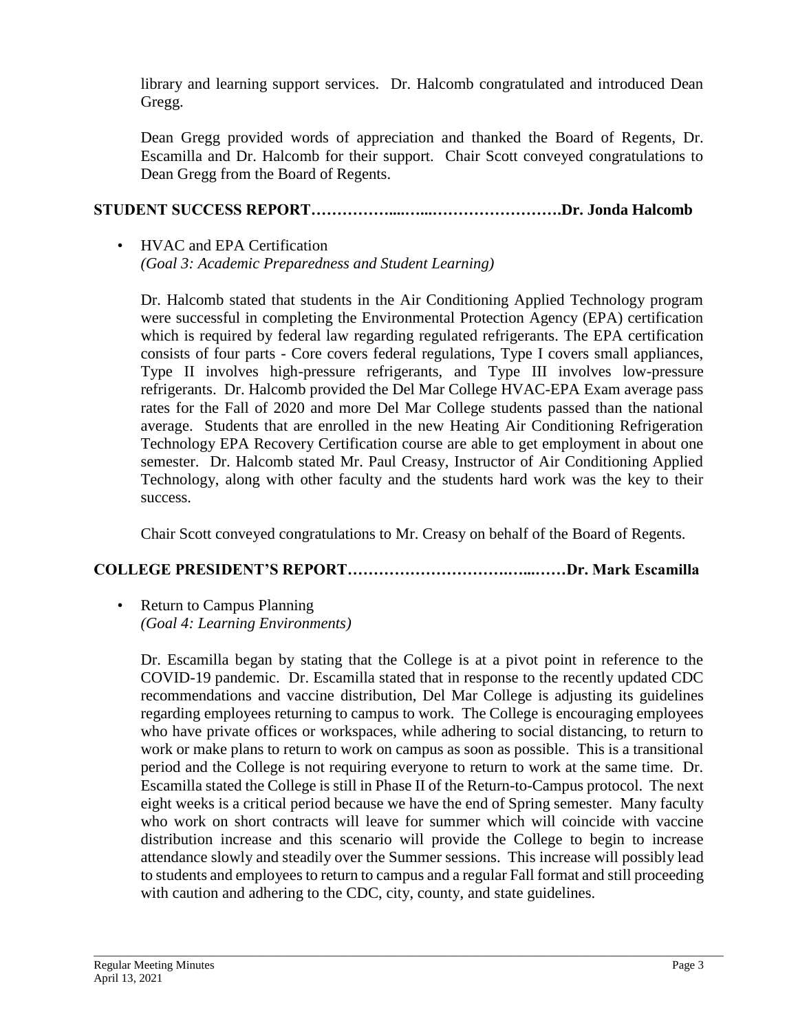library and learning support services. Dr. Halcomb congratulated and introduced Dean Gregg.

Dean Gregg provided words of appreciation and thanked the Board of Regents, Dr. Escamilla and Dr. Halcomb for their support. Chair Scott conveyed congratulations to Dean Gregg from the Board of Regents.

**STUDENT SUCCESS REPORT……………....…...…………………….Dr. Jonda Halcomb**

- HVAC and EPA Certification
  *(Goal 3: Academic Preparedness and Student Learning)*

  Dr. Halcomb stated that students in the Air Conditioning Applied Technology program were successful in completing the Environmental Protection Agency (EPA) certification which is required by federal law regarding regulated refrigerants. The EPA certification consists of four parts - Core covers federal regulations, Type I covers small appliances, Type II involves high-pressure refrigerants, and Type III involves low-pressure refrigerants. Dr. Halcomb provided the Del Mar College HVAC-EPA Exam average pass rates for the Fall of 2020 and more Del Mar College students passed than the national average. Students that are enrolled in the new Heating Air Conditioning Refrigeration Technology EPA Recovery Certification course are able to get employment in about one semester. Dr. Halcomb stated Mr. Paul Creasy, Instructor of Air Conditioning Applied Technology, along with other faculty and the students hard work was the key to their success.

  Chair Scott conveyed congratulations to Mr. Creasy on behalf of the Board of Regents.

**COLLEGE PRESIDENT'S REPORT……………………….…...……Dr. Mark Escamilla**

- Return to Campus Planning
  *(Goal 4: Learning Environments)*

  Dr. Escamilla began by stating that the College is at a pivot point in reference to the COVID-19 pandemic. Dr. Escamilla stated that in response to the recently updated CDC recommendations and vaccine distribution, Del Mar College is adjusting its guidelines regarding employees returning to campus to work. The College is encouraging employees who have private offices or workspaces, while adhering to social distancing, to return to work or make plans to return to work on campus as soon as possible. This is a transitional period and the College is not requiring everyone to return to work at the same time. Dr. Escamilla stated the College is still in Phase II of the Return-to-Campus protocol. The next eight weeks is a critical period because we have the end of Spring semester. Many faculty who work on short contracts will leave for summer which will coincide with vaccine distribution increase and this scenario will provide the College to begin to increase attendance slowly and steadily over the Summer sessions. This increase will possibly lead to students and employees to return to campus and a regular Fall format and still proceeding with caution and adhering to the CDC, city, county, and state guidelines.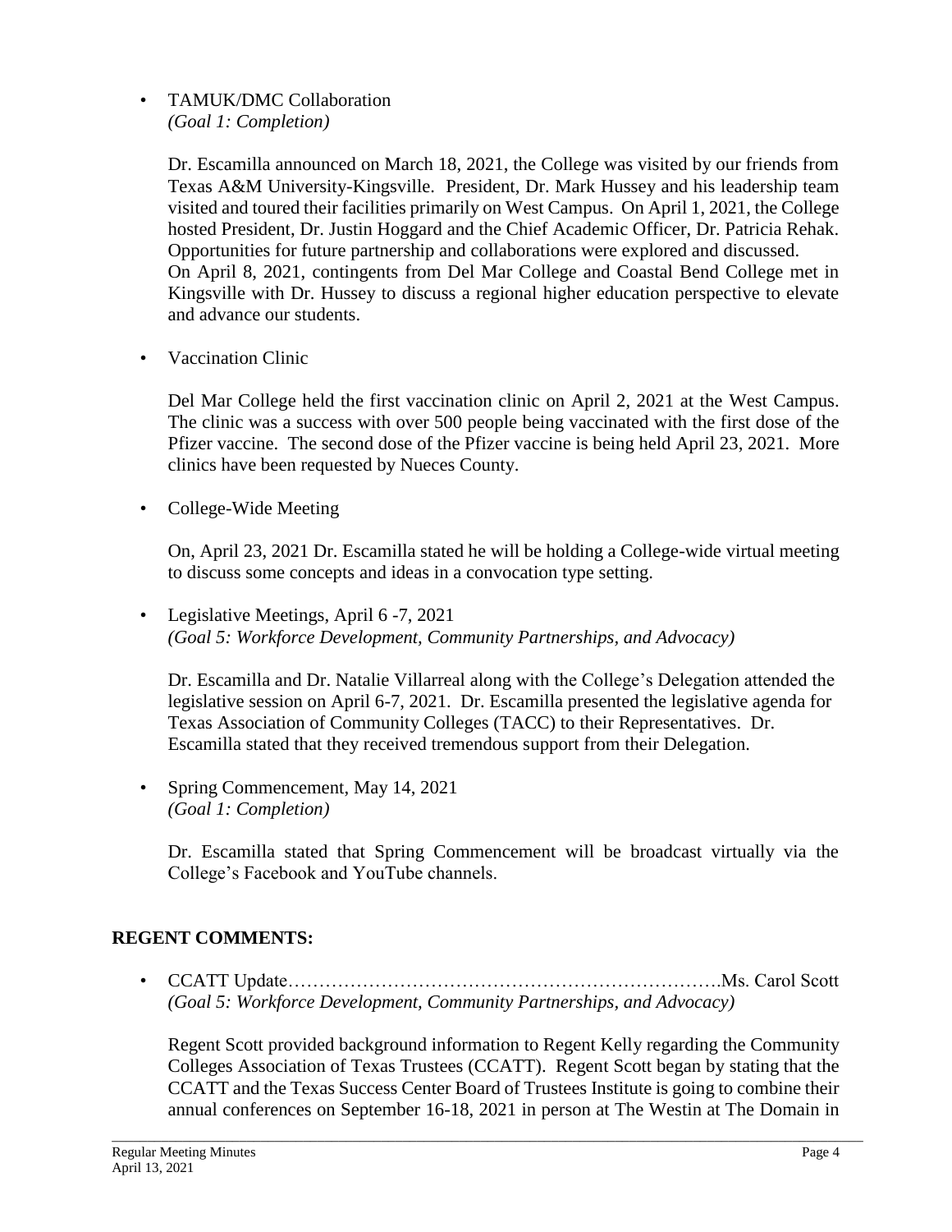- TAMUK/DMC Collaboration
  *(Goal 1: Completion)*

  Dr. Escamilla announced on March 18, 2021, the College was visited by our friends from Texas A&M University-Kingsville. President, Dr. Mark Hussey and his leadership team visited and toured their facilities primarily on West Campus. On April 1, 2021, the College hosted President, Dr. Justin Hoggard and the Chief Academic Officer, Dr. Patricia Rehak. Opportunities for future partnership and collaborations were explored and discussed. On April 8, 2021, contingents from Del Mar College and Coastal Bend College met in Kingsville with Dr. Hussey to discuss a regional higher education perspective to elevate and advance our students.

- Vaccination Clinic

  Del Mar College held the first vaccination clinic on April 2, 2021 at the West Campus. The clinic was a success with over 500 people being vaccinated with the first dose of the Pfizer vaccine. The second dose of the Pfizer vaccine is being held April 23, 2021. More clinics have been requested by Nueces County.

- College-Wide Meeting

  On, April 23, 2021 Dr. Escamilla stated he will be holding a College-wide virtual meeting to discuss some concepts and ideas in a convocation type setting.

- Legislative Meetings, April 6 -7, 2021
  *(Goal 5: Workforce Development, Community Partnerships, and Advocacy)*

  Dr. Escamilla and Dr. Natalie Villarreal along with the College's Delegation attended the legislative session on April 6-7, 2021. Dr. Escamilla presented the legislative agenda for Texas Association of Community Colleges (TACC) to their Representatives. Dr. Escamilla stated that they received tremendous support from their Delegation.

- Spring Commencement, May 14, 2021
  *(Goal 1: Completion)*

  Dr. Escamilla stated that Spring Commencement will be broadcast virtually via the College's Facebook and YouTube channels.

## REGENT COMMENTS:

- CCATT Update…………………………………………………………….Ms. Carol Scott
  *(Goal 5: Workforce Development, Community Partnerships, and Advocacy)*

  Regent Scott provided background information to Regent Kelly regarding the Community Colleges Association of Texas Trustees (CCATT). Regent Scott began by stating that the CCATT and the Texas Success Center Board of Trustees Institute is going to combine their annual conferences on September 16-18, 2021 in person at The Westin at The Domain in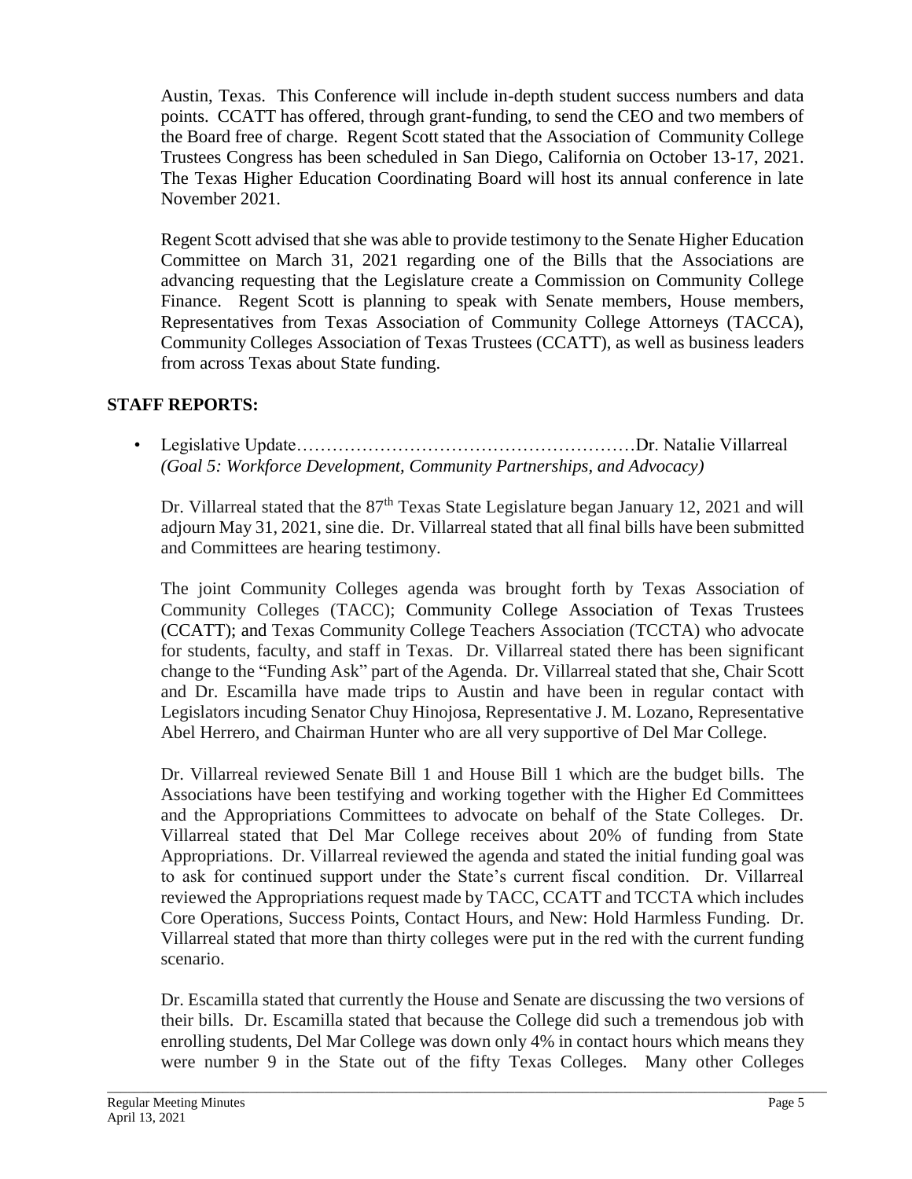Austin, Texas. This Conference will include in-depth student success numbers and data points. CCATT has offered, through grant-funding, to send the CEO and two members of the Board free of charge. Regent Scott stated that the Association of Community College Trustees Congress has been scheduled in San Diego, California on October 13-17, 2021. The Texas Higher Education Coordinating Board will host its annual conference in late November 2021.

Regent Scott advised that she was able to provide testimony to the Senate Higher Education Committee on March 31, 2021 regarding one of the Bills that the Associations are advancing requesting that the Legislature create a Commission on Community College Finance. Regent Scott is planning to speak with Senate members, House members, Representatives from Texas Association of Community College Attorneys (TACCA), Community Colleges Association of Texas Trustees (CCATT), as well as business leaders from across Texas about State funding.

## STAFF REPORTS:

- Legislative Update…………………………………………………Dr. Natalie Villarreal
  *(Goal 5: Workforce Development, Community Partnerships, and Advocacy)*

  Dr. Villarreal stated that the 87th Texas State Legislature began January 12, 2021 and will adjourn May 31, 2021, sine die. Dr. Villarreal stated that all final bills have been submitted and Committees are hearing testimony.

  The joint Community Colleges agenda was brought forth by Texas Association of Community Colleges (TACC); Community College Association of Texas Trustees (CCATT); and Texas Community College Teachers Association (TCCTA) who advocate for students, faculty, and staff in Texas. Dr. Villarreal stated there has been significant change to the "Funding Ask" part of the Agenda. Dr. Villarreal stated that she, Chair Scott and Dr. Escamilla have made trips to Austin and have been in regular contact with Legislators incuding Senator Chuy Hinojosa, Representative J. M. Lozano, Representative Abel Herrero, and Chairman Hunter who are all very supportive of Del Mar College.

  Dr. Villarreal reviewed Senate Bill 1 and House Bill 1 which are the budget bills. The Associations have been testifying and working together with the Higher Ed Committees and the Appropriations Committees to advocate on behalf of the State Colleges. Dr. Villarreal stated that Del Mar College receives about 20% of funding from State Appropriations. Dr. Villarreal reviewed the agenda and stated the initial funding goal was to ask for continued support under the State's current fiscal condition. Dr. Villarreal reviewed the Appropriations request made by TACC, CCATT and TCCTA which includes Core Operations, Success Points, Contact Hours, and New: Hold Harmless Funding. Dr. Villarreal stated that more than thirty colleges were put in the red with the current funding scenario.

  Dr. Escamilla stated that currently the House and Senate are discussing the two versions of their bills. Dr. Escamilla stated that because the College did such a tremendous job with enrolling students, Del Mar College was down only 4% in contact hours which means they were number 9 in the State out of the fifty Texas Colleges. Many other Colleges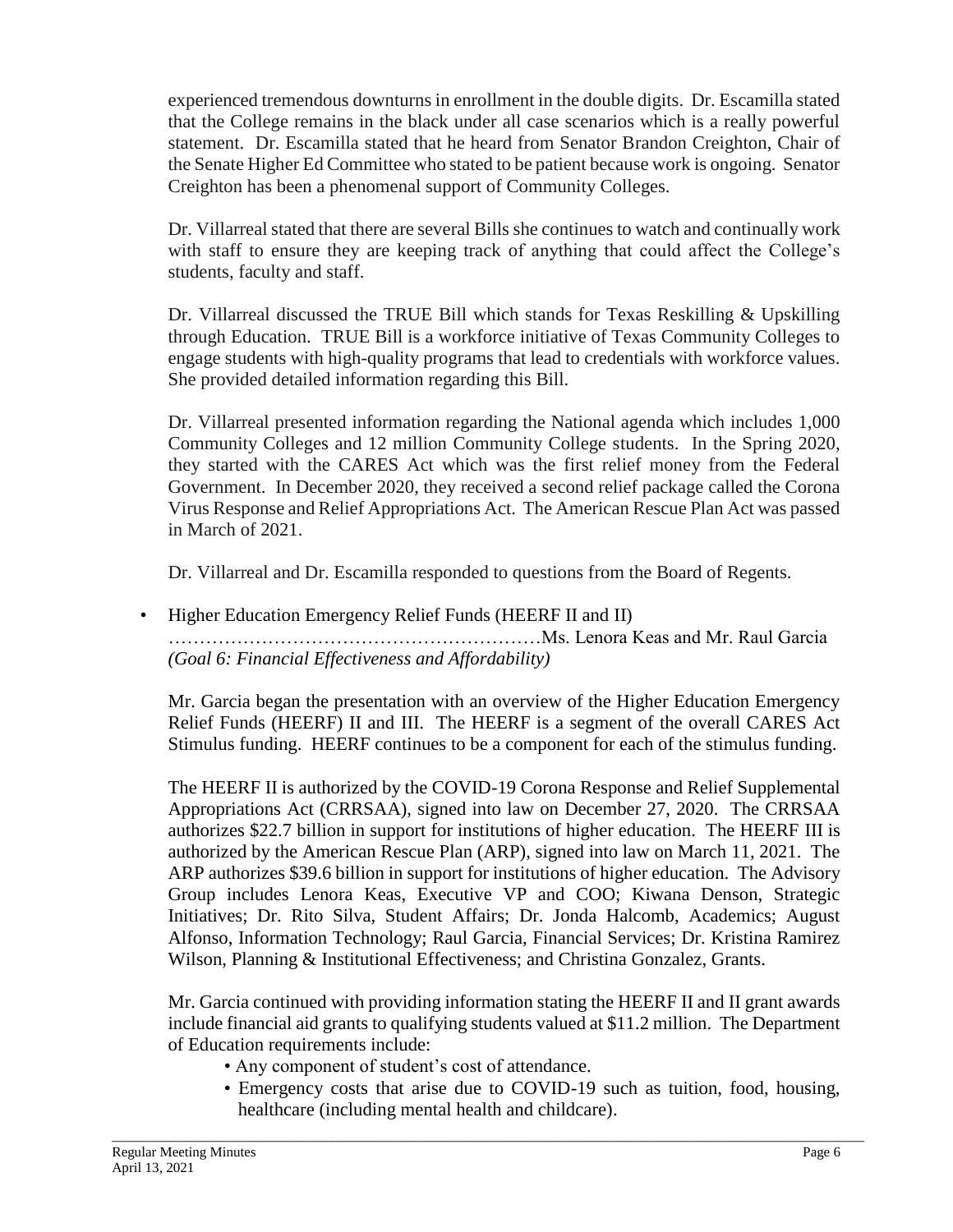experienced tremendous downturns in enrollment in the double digits. Dr. Escamilla stated that the College remains in the black under all case scenarios which is a really powerful statement. Dr. Escamilla stated that he heard from Senator Brandon Creighton, Chair of the Senate Higher Ed Committee who stated to be patient because work is ongoing. Senator Creighton has been a phenomenal support of Community Colleges.

Dr. Villarreal stated that there are several Bills she continues to watch and continually work with staff to ensure they are keeping track of anything that could affect the College's students, faculty and staff.

Dr. Villarreal discussed the TRUE Bill which stands for Texas Reskilling & Upskilling through Education. TRUE Bill is a workforce initiative of Texas Community Colleges to engage students with high-quality programs that lead to credentials with workforce values. She provided detailed information regarding this Bill.

Dr. Villarreal presented information regarding the National agenda which includes 1,000 Community Colleges and 12 million Community College students. In the Spring 2020, they started with the CARES Act which was the first relief money from the Federal Government. In December 2020, they received a second relief package called the Corona Virus Response and Relief Appropriations Act. The American Rescue Plan Act was passed in March of 2021.

Dr. Villarreal and Dr. Escamilla responded to questions from the Board of Regents.

- Higher Education Emergency Relief Funds (HEERF II and II)
  ……………………………………………………Ms. Lenora Keas and Mr. Raul Garcia
  *(Goal 6: Financial Effectiveness and Affordability)*

  Mr. Garcia began the presentation with an overview of the Higher Education Emergency Relief Funds (HEERF) II and III. The HEERF is a segment of the overall CARES Act Stimulus funding. HEERF continues to be a component for each of the stimulus funding.

  The HEERF II is authorized by the COVID-19 Corona Response and Relief Supplemental Appropriations Act (CRRSAA), signed into law on December 27, 2020. The CRRSAA authorizes $22.7 billion in support for institutions of higher education. The HEERF III is authorized by the American Rescue Plan (ARP), signed into law on March 11, 2021. The ARP authorizes $39.6 billion in support for institutions of higher education. The Advisory Group includes Lenora Keas, Executive VP and COO; Kiwana Denson, Strategic Initiatives; Dr. Rito Silva, Student Affairs; Dr. Jonda Halcomb, Academics; August Alfonso, Information Technology; Raul Garcia, Financial Services; Dr. Kristina Ramirez Wilson, Planning & Institutional Effectiveness; and Christina Gonzalez, Grants.

  Mr. Garcia continued with providing information stating the HEERF II and II grant awards include financial aid grants to qualifying students valued at $11.2 million. The Department of Education requirements include:

  - Any component of student's cost of attendance.
  - Emergency costs that arise due to COVID-19 such as tuition, food, housing, healthcare (including mental health and childcare).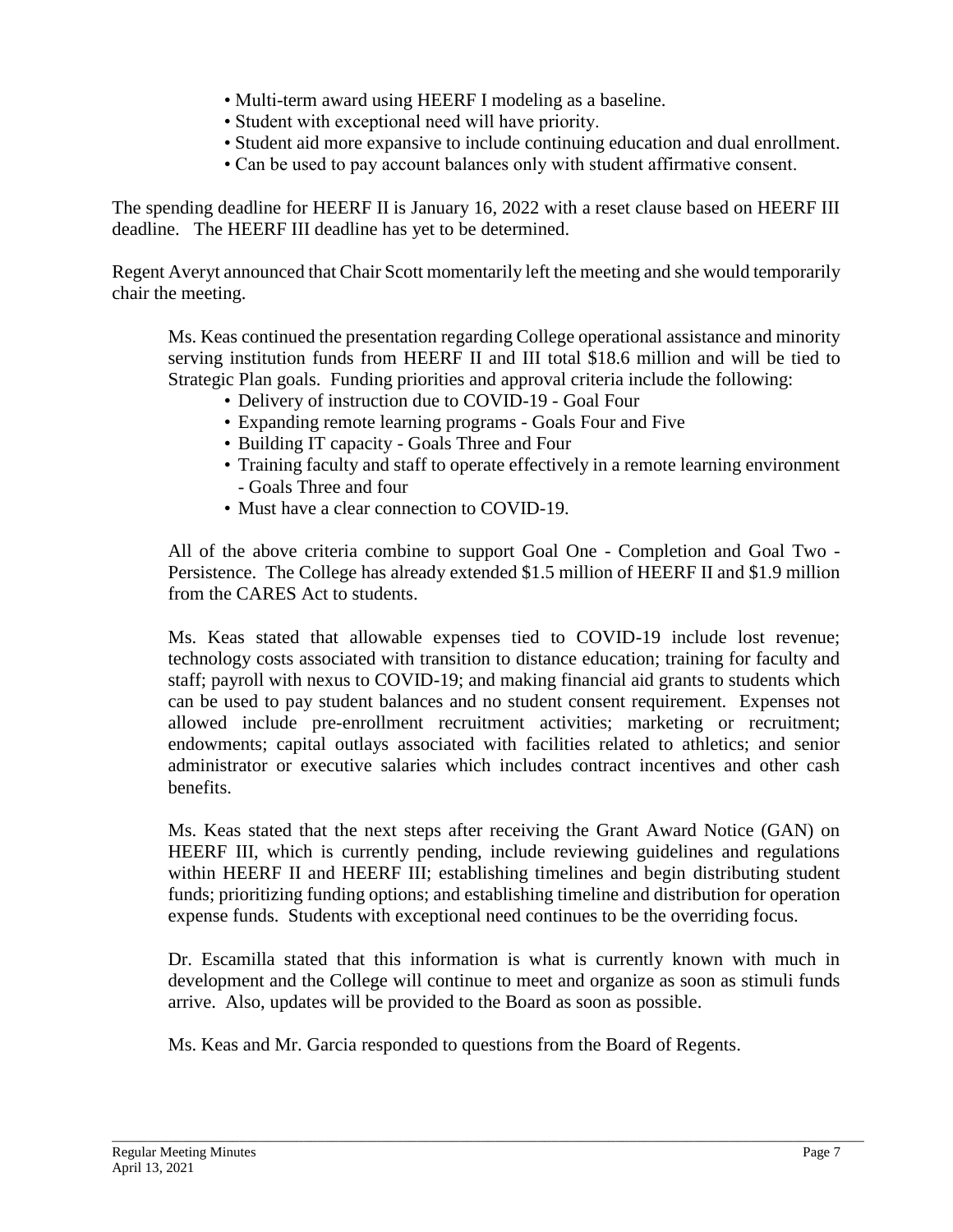- Multi-term award using HEERF I modeling as a baseline.
- Student with exceptional need will have priority.
- Student aid more expansive to include continuing education and dual enrollment.
- Can be used to pay account balances only with student affirmative consent.

The spending deadline for HEERF II is January 16, 2022 with a reset clause based on HEERF III deadline. The HEERF III deadline has yet to be determined.

Regent Averyt announced that Chair Scott momentarily left the meeting and she would temporarily chair the meeting.

Ms. Keas continued the presentation regarding College operational assistance and minority serving institution funds from HEERF II and III total $18.6 million and will be tied to Strategic Plan goals. Funding priorities and approval criteria include the following:

- Delivery of instruction due to COVID-19 - Goal Four
- Expanding remote learning programs - Goals Four and Five
- Building IT capacity - Goals Three and Four
- Training faculty and staff to operate effectively in a remote learning environment - Goals Three and four
- Must have a clear connection to COVID-19.

All of the above criteria combine to support Goal One - Completion and Goal Two - Persistence. The College has already extended $1.5 million of HEERF II and $1.9 million from the CARES Act to students.

Ms. Keas stated that allowable expenses tied to COVID-19 include lost revenue; technology costs associated with transition to distance education; training for faculty and staff; payroll with nexus to COVID-19; and making financial aid grants to students which can be used to pay student balances and no student consent requirement. Expenses not allowed include pre-enrollment recruitment activities; marketing or recruitment; endowments; capital outlays associated with facilities related to athletics; and senior administrator or executive salaries which includes contract incentives and other cash benefits.

Ms. Keas stated that the next steps after receiving the Grant Award Notice (GAN) on HEERF III, which is currently pending, include reviewing guidelines and regulations within HEERF II and HEERF III; establishing timelines and begin distributing student funds; prioritizing funding options; and establishing timeline and distribution for operation expense funds. Students with exceptional need continues to be the overriding focus.

Dr. Escamilla stated that this information is what is currently known with much in development and the College will continue to meet and organize as soon as stimuli funds arrive. Also, updates will be provided to the Board as soon as possible.

Ms. Keas and Mr. Garcia responded to questions from the Board of Regents.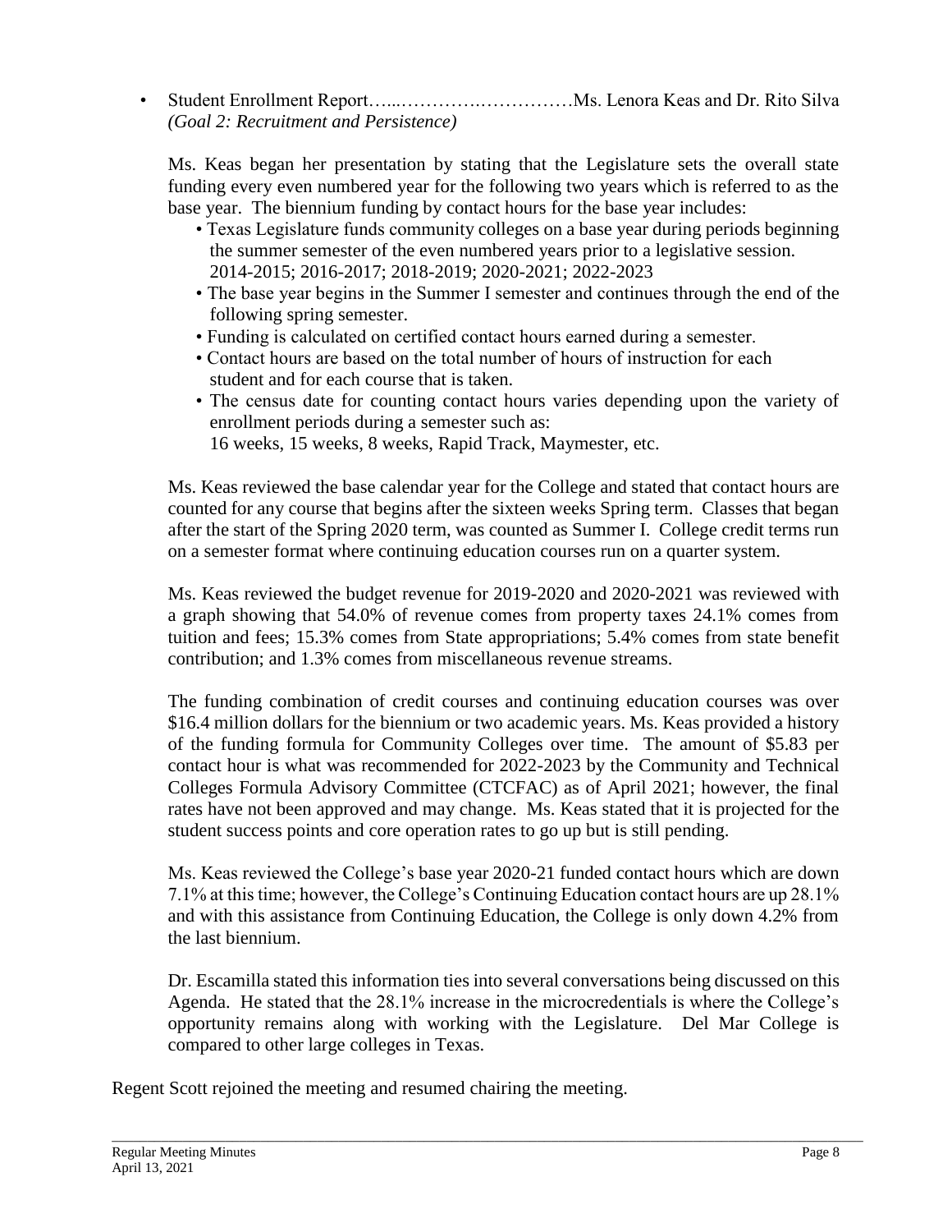- Student Enrollment Report…....………….……………Ms. Lenora Keas and Dr. Rito Silva *(Goal 2: Recruitment and Persistence)*

  Ms. Keas began her presentation by stating that the Legislature sets the overall state funding every even numbered year for the following two years which is referred to as the base year. The biennium funding by contact hours for the base year includes:

  - Texas Legislature funds community colleges on a base year during periods beginning the summer semester of the even numbered years prior to a legislative session. 2014-2015; 2016-2017; 2018-2019; 2020-2021; 2022-2023
  - The base year begins in the Summer I semester and continues through the end of the following spring semester.
  - Funding is calculated on certified contact hours earned during a semester.
  - Contact hours are based on the total number of hours of instruction for each student and for each course that is taken.
  - The census date for counting contact hours varies depending upon the variety of enrollment periods during a semester such as: 16 weeks, 15 weeks, 8 weeks, Rapid Track, Maymester, etc.

  Ms. Keas reviewed the base calendar year for the College and stated that contact hours are counted for any course that begins after the sixteen weeks Spring term. Classes that began after the start of the Spring 2020 term, was counted as Summer I. College credit terms run on a semester format where continuing education courses run on a quarter system.

  Ms. Keas reviewed the budget revenue for 2019-2020 and 2020-2021 was reviewed with a graph showing that 54.0% of revenue comes from property taxes 24.1% comes from tuition and fees; 15.3% comes from State appropriations; 5.4% comes from state benefit contribution; and 1.3% comes from miscellaneous revenue streams.

  The funding combination of credit courses and continuing education courses was over $16.4 million dollars for the biennium or two academic years. Ms. Keas provided a history of the funding formula for Community Colleges over time. The amount of $5.83 per contact hour is what was recommended for 2022-2023 by the Community and Technical Colleges Formula Advisory Committee (CTCFAC) as of April 2021; however, the final rates have not been approved and may change. Ms. Keas stated that it is projected for the student success points and core operation rates to go up but is still pending.

  Ms. Keas reviewed the College's base year 2020-21 funded contact hours which are down 7.1% at this time; however, the College's Continuing Education contact hours are up 28.1% and with this assistance from Continuing Education, the College is only down 4.2% from the last biennium.

  Dr. Escamilla stated this information ties into several conversations being discussed on this Agenda. He stated that the 28.1% increase in the microcredentials is where the College's opportunity remains along with working with the Legislature. Del Mar College is compared to other large colleges in Texas.

Regent Scott rejoined the meeting and resumed chairing the meeting.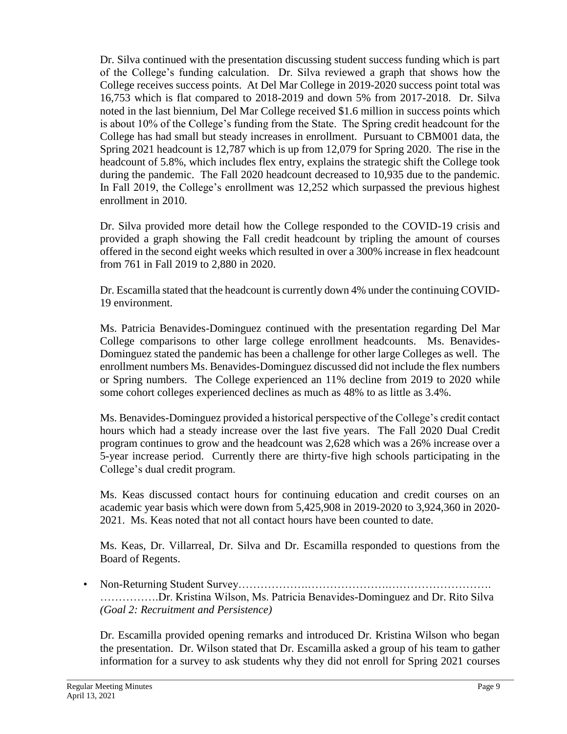Dr. Silva continued with the presentation discussing student success funding which is part of the College's funding calculation. Dr. Silva reviewed a graph that shows how the College receives success points. At Del Mar College in 2019-2020 success point total was 16,753 which is flat compared to 2018-2019 and down 5% from 2017-2018. Dr. Silva noted in the last biennium, Del Mar College received $1.6 million in success points which is about 10% of the College's funding from the State. The Spring credit headcount for the College has had small but steady increases in enrollment. Pursuant to CBM001 data, the Spring 2021 headcount is 12,787 which is up from 12,079 for Spring 2020. The rise in the headcount of 5.8%, which includes flex entry, explains the strategic shift the College took during the pandemic. The Fall 2020 headcount decreased to 10,935 due to the pandemic. In Fall 2019, the College's enrollment was 12,252 which surpassed the previous highest enrollment in 2010.

Dr. Silva provided more detail how the College responded to the COVID-19 crisis and provided a graph showing the Fall credit headcount by tripling the amount of courses offered in the second eight weeks which resulted in over a 300% increase in flex headcount from 761 in Fall 2019 to 2,880 in 2020.

Dr. Escamilla stated that the headcount is currently down 4% under the continuing COVID-19 environment.

Ms. Patricia Benavides-Dominguez continued with the presentation regarding Del Mar College comparisons to other large college enrollment headcounts. Ms. Benavides-Dominguez stated the pandemic has been a challenge for other large Colleges as well. The enrollment numbers Ms. Benavides-Dominguez discussed did not include the flex numbers or Spring numbers. The College experienced an 11% decline from 2019 to 2020 while some cohort colleges experienced declines as much as 48% to as little as 3.4%.

Ms. Benavides-Dominguez provided a historical perspective of the College's credit contact hours which had a steady increase over the last five years. The Fall 2020 Dual Credit program continues to grow and the headcount was 2,628 which was a 26% increase over a 5-year increase period. Currently there are thirty-five high schools participating in the College's dual credit program.

Ms. Keas discussed contact hours for continuing education and credit courses on an academic year basis which were down from 5,425,908 in 2019-2020 to 3,924,360 in 2020-2021. Ms. Keas noted that not all contact hours have been counted to date.

Ms. Keas, Dr. Villarreal, Dr. Silva and Dr. Escamilla responded to questions from the Board of Regents.

- Non-Returning Student Survey…………………………………………………………………. …………….Dr. Kristina Wilson, Ms. Patricia Benavides-Dominguez and Dr. Rito Silva *(Goal 2: Recruitment and Persistence)*

Dr. Escamilla provided opening remarks and introduced Dr. Kristina Wilson who began the presentation. Dr. Wilson stated that Dr. Escamilla asked a group of his team to gather information for a survey to ask students why they did not enroll for Spring 2021 courses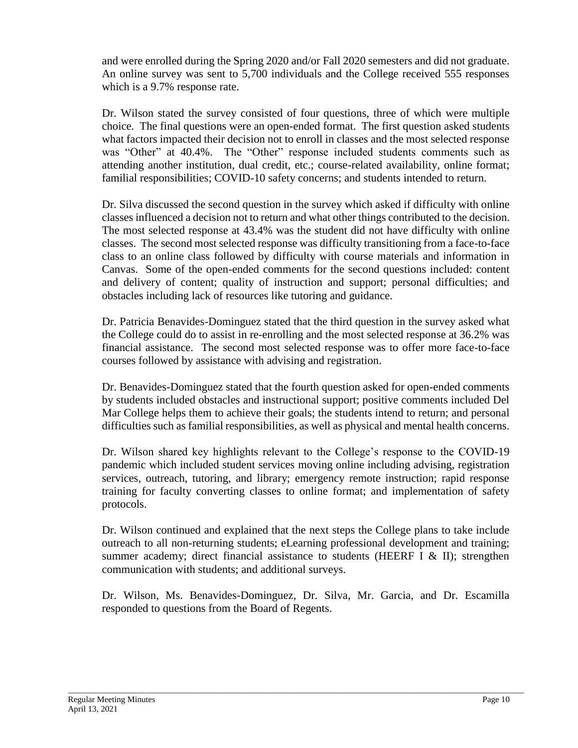and were enrolled during the Spring 2020 and/or Fall 2020 semesters and did not graduate. An online survey was sent to 5,700 individuals and the College received 555 responses which is a 9.7% response rate.

Dr. Wilson stated the survey consisted of four questions, three of which were multiple choice. The final questions were an open-ended format. The first question asked students what factors impacted their decision not to enroll in classes and the most selected response was "Other" at 40.4%. The "Other" response included students comments such as attending another institution, dual credit, etc.; course-related availability, online format; familial responsibilities; COVID-10 safety concerns; and students intended to return.

Dr. Silva discussed the second question in the survey which asked if difficulty with online classes influenced a decision not to return and what other things contributed to the decision. The most selected response at 43.4% was the student did not have difficulty with online classes. The second most selected response was difficulty transitioning from a face-to-face class to an online class followed by difficulty with course materials and information in Canvas. Some of the open-ended comments for the second questions included: content and delivery of content; quality of instruction and support; personal difficulties; and obstacles including lack of resources like tutoring and guidance.

Dr. Patricia Benavides-Dominguez stated that the third question in the survey asked what the College could do to assist in re-enrolling and the most selected response at 36.2% was financial assistance. The second most selected response was to offer more face-to-face courses followed by assistance with advising and registration.

Dr. Benavides-Dominguez stated that the fourth question asked for open-ended comments by students included obstacles and instructional support; positive comments included Del Mar College helps them to achieve their goals; the students intend to return; and personal difficulties such as familial responsibilities, as well as physical and mental health concerns.

Dr. Wilson shared key highlights relevant to the College's response to the COVID-19 pandemic which included student services moving online including advising, registration services, outreach, tutoring, and library; emergency remote instruction; rapid response training for faculty converting classes to online format; and implementation of safety protocols.

Dr. Wilson continued and explained that the next steps the College plans to take include outreach to all non-returning students; eLearning professional development and training; summer academy; direct financial assistance to students (HEERF I & II); strengthen communication with students; and additional surveys.

Dr. Wilson, Ms. Benavides-Dominguez, Dr. Silva, Mr. Garcia, and Dr. Escamilla responded to questions from the Board of Regents.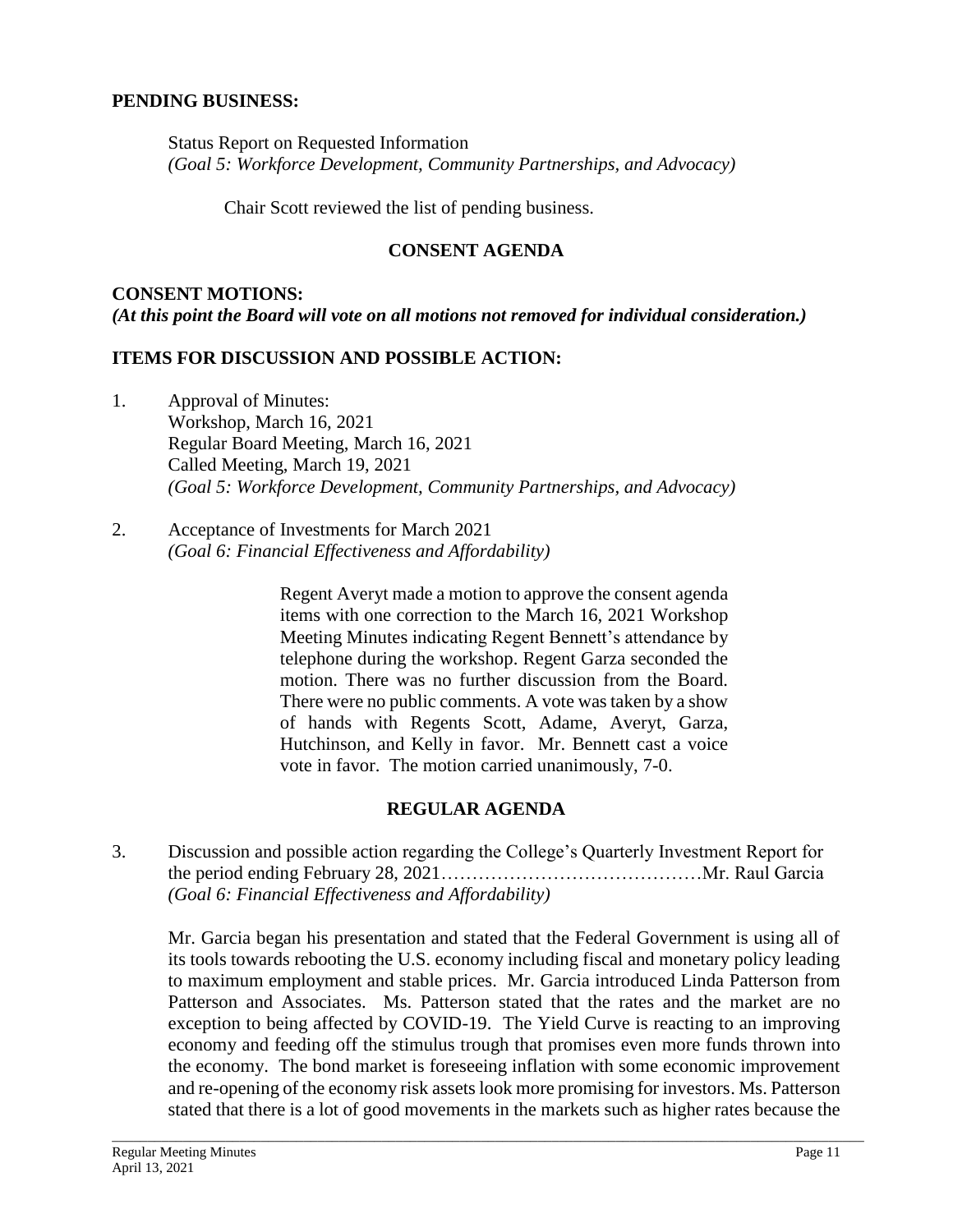**PENDING BUSINESS:**

Status Report on Requested Information
*(Goal 5: Workforce Development, Community Partnerships, and Advocacy)*

Chair Scott reviewed the list of pending business.

## CONSENT AGENDA

**CONSENT MOTIONS:**
***(At this point the Board will vote on all motions not removed for individual consideration.)***

**ITEMS FOR DISCUSSION AND POSSIBLE ACTION:**

1. Approval of Minutes:
   Workshop, March 16, 2021
   Regular Board Meeting, March 16, 2021
   Called Meeting, March 19, 2021
   *(Goal 5: Workforce Development, Community Partnerships, and Advocacy)*

2. Acceptance of Investments for March 2021
   *(Goal 6: Financial Effectiveness and Affordability)*

   Regent Averyt made a motion to approve the consent agenda items with one correction to the March 16, 2021 Workshop Meeting Minutes indicating Regent Bennett's attendance by telephone during the workshop. Regent Garza seconded the motion. There was no further discussion from the Board. There were no public comments. A vote was taken by a show of hands with Regents Scott, Adame, Averyt, Garza, Hutchinson, and Kelly in favor. Mr. Bennett cast a voice vote in favor. The motion carried unanimously, 7-0.

## REGULAR AGENDA

3. Discussion and possible action regarding the College's Quarterly Investment Report for the period ending February 28, 2021……………………………………Mr. Raul Garcia
   *(Goal 6: Financial Effectiveness and Affordability)*

   Mr. Garcia began his presentation and stated that the Federal Government is using all of its tools towards rebooting the U.S. economy including fiscal and monetary policy leading to maximum employment and stable prices. Mr. Garcia introduced Linda Patterson from Patterson and Associates. Ms. Patterson stated that the rates and the market are no exception to being affected by COVID-19. The Yield Curve is reacting to an improving economy and feeding off the stimulus trough that promises even more funds thrown into the economy. The bond market is foreseeing inflation with some economic improvement and re-opening of the economy risk assets look more promising for investors. Ms. Patterson stated that there is a lot of good movements in the markets such as higher rates because the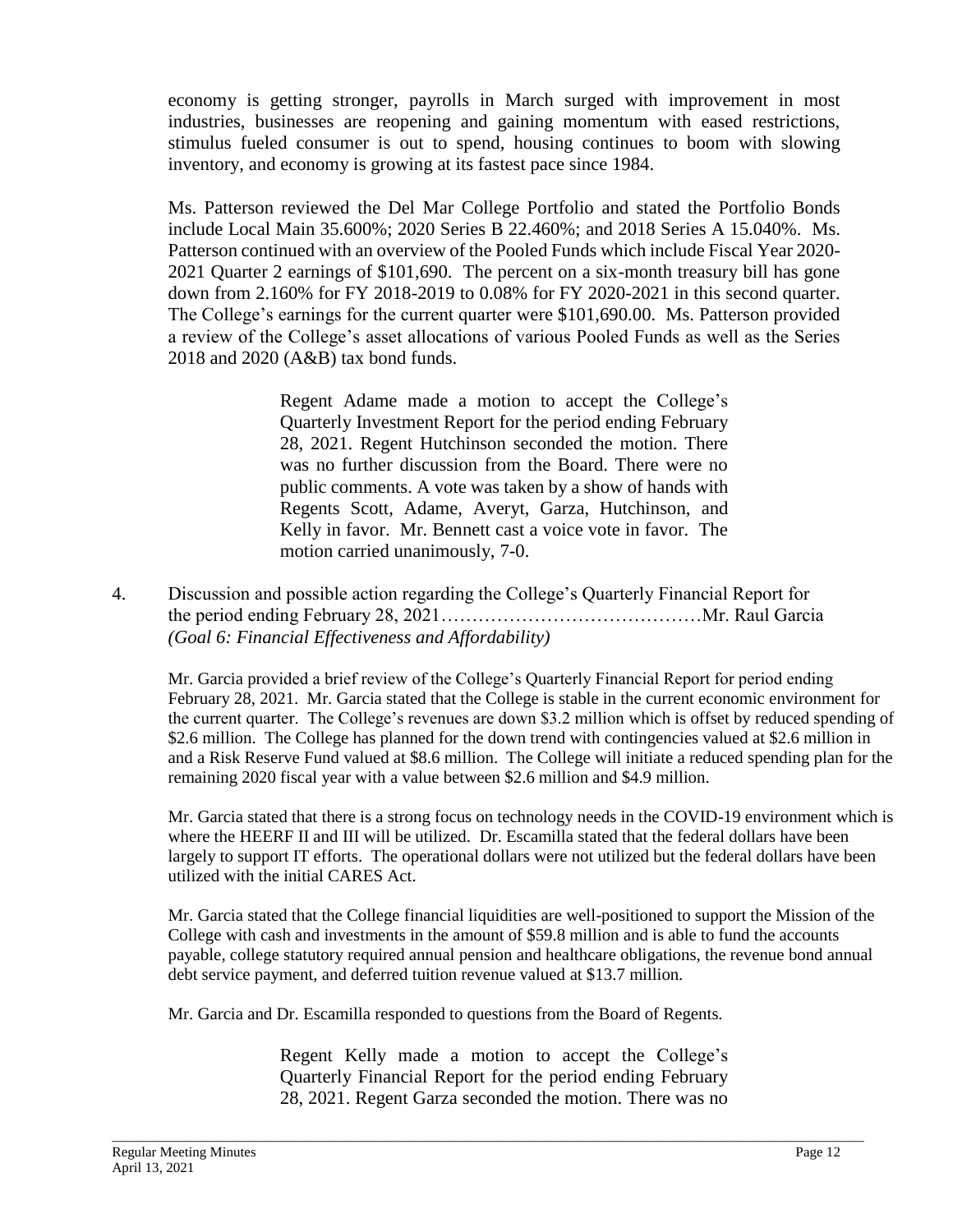economy is getting stronger, payrolls in March surged with improvement in most industries, businesses are reopening and gaining momentum with eased restrictions, stimulus fueled consumer is out to spend, housing continues to boom with slowing inventory, and economy is growing at its fastest pace since 1984.

Ms. Patterson reviewed the Del Mar College Portfolio and stated the Portfolio Bonds include Local Main 35.600%; 2020 Series B 22.460%; and 2018 Series A 15.040%. Ms. Patterson continued with an overview of the Pooled Funds which include Fiscal Year 2020-2021 Quarter 2 earnings of $101,690. The percent on a six-month treasury bill has gone down from 2.160% for FY 2018-2019 to 0.08% for FY 2020-2021 in this second quarter. The College's earnings for the current quarter were $101,690.00. Ms. Patterson provided a review of the College's asset allocations of various Pooled Funds as well as the Series 2018 and 2020 (A&B) tax bond funds.

> Regent Adame made a motion to accept the College's Quarterly Investment Report for the period ending February 28, 2021. Regent Hutchinson seconded the motion. There was no further discussion from the Board. There were no public comments. A vote was taken by a show of hands with Regents Scott, Adame, Averyt, Garza, Hutchinson, and Kelly in favor. Mr. Bennett cast a voice vote in favor. The motion carried unanimously, 7-0.

4. Discussion and possible action regarding the College's Quarterly Financial Report for the period ending February 28, 2021……………………………………Mr. Raul Garcia
   *(Goal 6: Financial Effectiveness and Affordability)*

   Mr. Garcia provided a brief review of the College's Quarterly Financial Report for period ending February 28, 2021. Mr. Garcia stated that the College is stable in the current economic environment for the current quarter. The College's revenues are down $3.2 million which is offset by reduced spending of $2.6 million. The College has planned for the down trend with contingencies valued at $2.6 million in and a Risk Reserve Fund valued at $8.6 million. The College will initiate a reduced spending plan for the remaining 2020 fiscal year with a value between $2.6 million and $4.9 million.

   Mr. Garcia stated that there is a strong focus on technology needs in the COVID-19 environment which is where the HEERF II and III will be utilized. Dr. Escamilla stated that the federal dollars have been largely to support IT efforts. The operational dollars were not utilized but the federal dollars have been utilized with the initial CARES Act.

   Mr. Garcia stated that the College financial liquidities are well-positioned to support the Mission of the College with cash and investments in the amount of $59.8 million and is able to fund the accounts payable, college statutory required annual pension and healthcare obligations, the revenue bond annual debt service payment, and deferred tuition revenue valued at $13.7 million.

   Mr. Garcia and Dr. Escamilla responded to questions from the Board of Regents.

> Regent Kelly made a motion to accept the College's Quarterly Financial Report for the period ending February 28, 2021. Regent Garza seconded the motion. There was no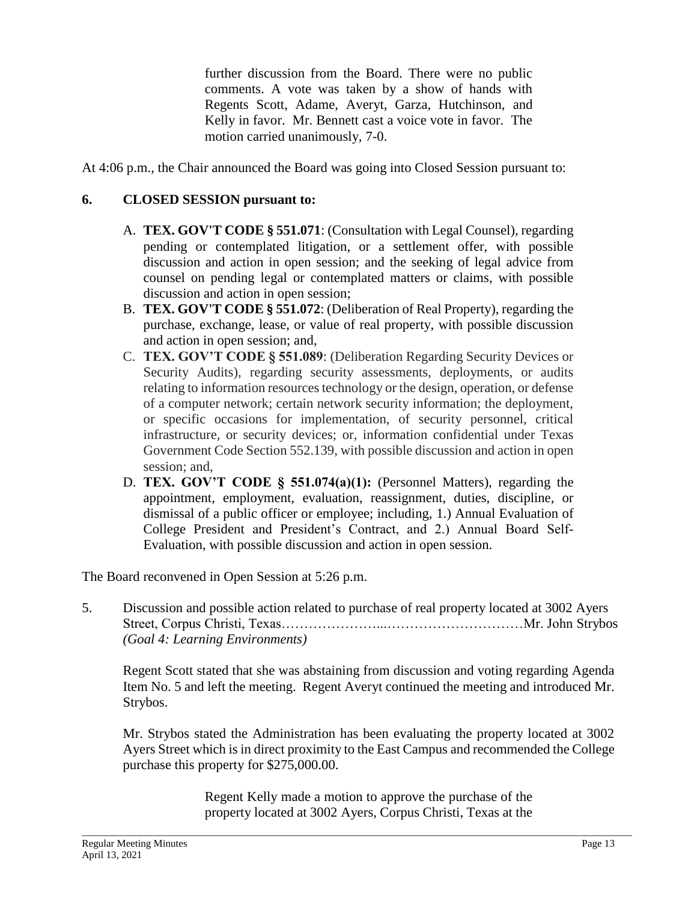further discussion from the Board. There were no public comments. A vote was taken by a show of hands with Regents Scott, Adame, Averyt, Garza, Hutchinson, and Kelly in favor. Mr. Bennett cast a voice vote in favor. The motion carried unanimously, 7-0.

At 4:06 p.m., the Chair announced the Board was going into Closed Session pursuant to:

## 6. CLOSED SESSION pursuant to:

A. **TEX. GOV'T CODE § 551.071**: (Consultation with Legal Counsel), regarding pending or contemplated litigation, or a settlement offer, with possible discussion and action in open session; and the seeking of legal advice from counsel on pending legal or contemplated matters or claims, with possible discussion and action in open session;

B. **TEX. GOV'T CODE § 551.072**: (Deliberation of Real Property), regarding the purchase, exchange, lease, or value of real property, with possible discussion and action in open session; and,

C. **TEX. GOV'T CODE § 551.089**: (Deliberation Regarding Security Devices or Security Audits), regarding security assessments, deployments, or audits relating to information resources technology or the design, operation, or defense of a computer network; certain network security information; the deployment, or specific occasions for implementation, of security personnel, critical infrastructure, or security devices; or, information confidential under Texas Government Code Section 552.139, with possible discussion and action in open session; and,

D. **TEX. GOV'T CODE § 551.074(a)(1):** (Personnel Matters), regarding the appointment, employment, evaluation, reassignment, duties, discipline, or dismissal of a public officer or employee; including, 1.) Annual Evaluation of College President and President's Contract, and 2.) Annual Board Self-Evaluation, with possible discussion and action in open session.

The Board reconvened in Open Session at 5:26 p.m.

5. Discussion and possible action related to purchase of real property located at 3002 Ayers Street, Corpus Christi, Texas…………………...…………………………Mr. John Strybos
*(Goal 4: Learning Environments)*

Regent Scott stated that she was abstaining from discussion and voting regarding Agenda Item No. 5 and left the meeting. Regent Averyt continued the meeting and introduced Mr. Strybos.

Mr. Strybos stated the Administration has been evaluating the property located at 3002 Ayers Street which is in direct proximity to the East Campus and recommended the College purchase this property for $275,000.00.

Regent Kelly made a motion to approve the purchase of the property located at 3002 Ayers, Corpus Christi, Texas at the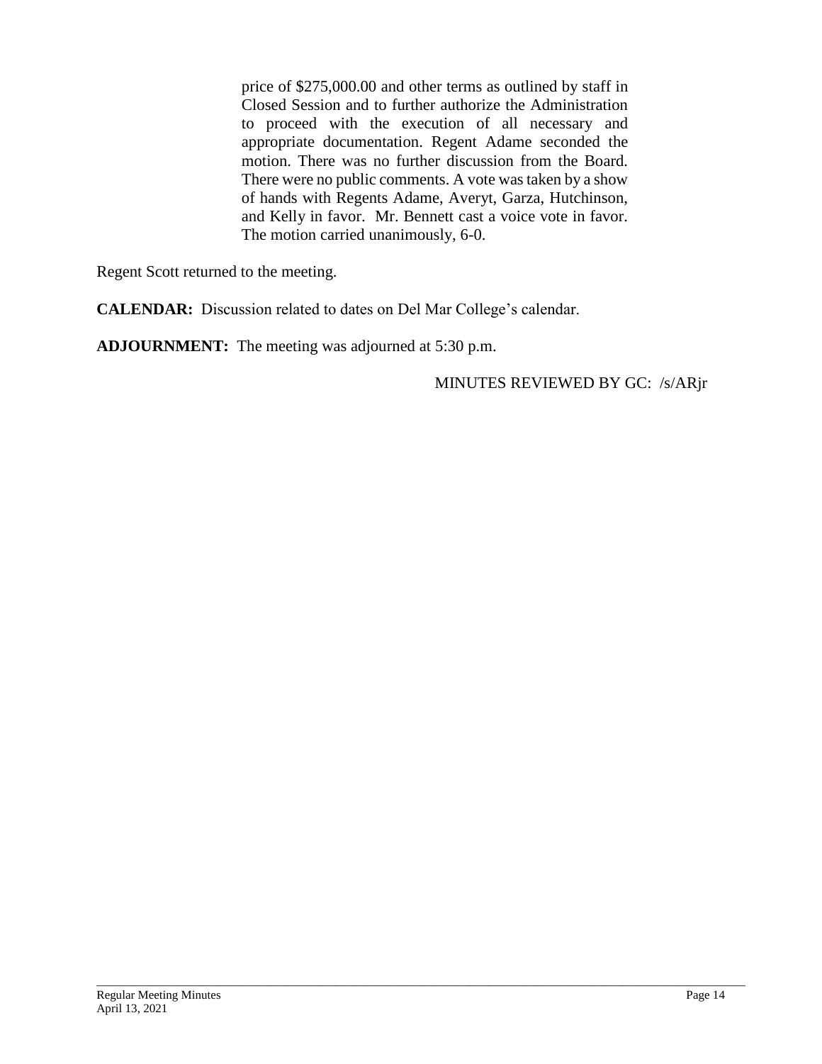price of $275,000.00 and other terms as outlined by staff in Closed Session and to further authorize the Administration to proceed with the execution of all necessary and appropriate documentation. Regent Adame seconded the motion. There was no further discussion from the Board. There were no public comments. A vote was taken by a show of hands with Regents Adame, Averyt, Garza, Hutchinson, and Kelly in favor. Mr. Bennett cast a voice vote in favor. The motion carried unanimously, 6-0.

Regent Scott returned to the meeting.

**CALENDAR:** Discussion related to dates on Del Mar College's calendar.

**ADJOURNMENT:** The meeting was adjourned at 5:30 p.m.

MINUTES REVIEWED BY GC: /s/ARjr